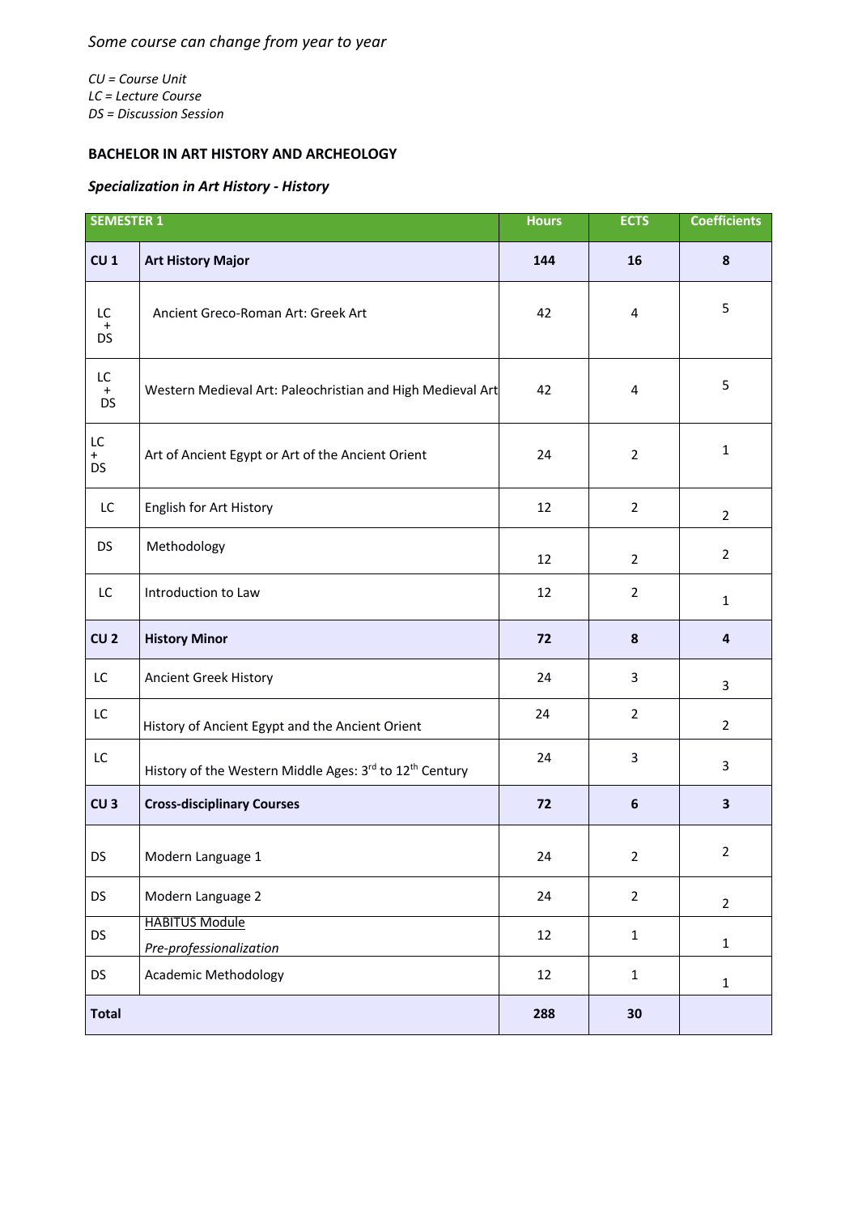*Some course can change from year to year*

*CU = Course Unit*
*LC = Lecture Course*
*DS = Discussion Session*

**BACHELOR IN ART HISTORY AND ARCHEOLOGY**

***Specialization in Art History - History***

| SEMESTER 1 | | Hours | ECTS | Coefficients |
|---|---|---|---|---|
| **CU 1** | **Art History Major** | **144** | **16** | **8** |
| LC + DS | Ancient Greco-Roman Art: Greek Art | 42 | 4 | 5 |
| LC + DS | Western Medieval Art: Paleochristian and High Medieval Art | 42 | 4 | 5 |
| LC + DS | Art of Ancient Egypt or Art of the Ancient Orient | 24 | 2 | 1 |
| LC | English for Art History | 12 | 2 | 2 |
| DS | Methodology | 12 | 2 | 2 |
| LC | Introduction to Law | 12 | 2 | 1 |
| **CU 2** | **History Minor** | **72** | **8** | **4** |
| LC | Ancient Greek History | 24 | 3 | 3 |
| LC | History of Ancient Egypt and the Ancient Orient | 24 | 2 | 2 |
| LC | History of the Western Middle Ages: 3rd to 12th Century | 24 | 3 | 3 |
| **CU 3** | **Cross-disciplinary Courses** | **72** | **6** | **3** |
| DS | Modern Language 1 | 24 | 2 | 2 |
| DS | Modern Language 2 | 24 | 2 | 2 |
| DS | HABITUS Module *Pre-professionalization* | 12 | 1 | 1 |
| DS | Academic Methodology | 12 | 1 | 1 |
| **Total** | | **288** | **30** | |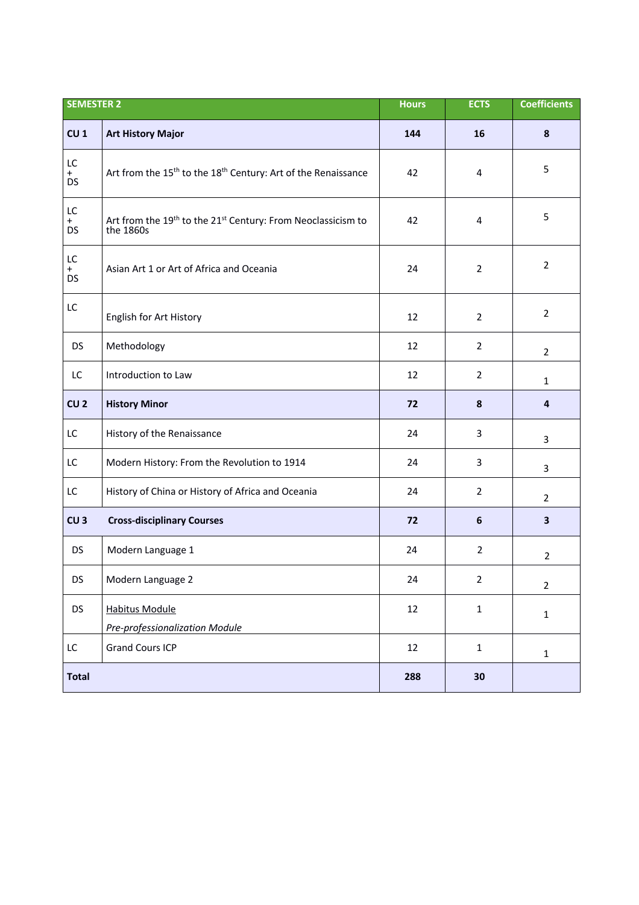| SEMESTER 2 | | Hours | ECTS | Coefficients |
|---|---|---|---|---|
| **CU 1** | **Art History Major** | **144** | **16** | **8** |
| LC + DS | Art from the 15th to the 18th Century: Art of the Renaissance | 42 | 4 | 5 |
| LC + DS | Art from the 19th to the 21st Century: From Neoclassicism to the 1860s | 42 | 4 | 5 |
| LC + DS | Asian Art 1 or Art of Africa and Oceania | 24 | 2 | 2 |
| LC | English for Art History | 12 | 2 | 2 |
| DS | Methodology | 12 | 2 | 2 |
| LC | Introduction to Law | 12 | 2 | 1 |
| **CU 2** | **History Minor** | **72** | **8** | **4** |
| LC | History of the Renaissance | 24 | 3 | 3 |
| LC | Modern History: From the Revolution to 1914 | 24 | 3 | 3 |
| LC | History of China or History of Africa and Oceania | 24 | 2 | 2 |
| **CU 3** | **Cross-disciplinary Courses** | **72** | **6** | **3** |
| DS | Modern Language 1 | 24 | 2 | 2 |
| DS | Modern Language 2 | 24 | 2 | 2 |
| DS | Habitus Module *Pre-professionalization Module* | 12 | 1 | 1 |
| LC | Grand Cours ICP | 12 | 1 | 1 |
| **Total** | | **288** | **30** | |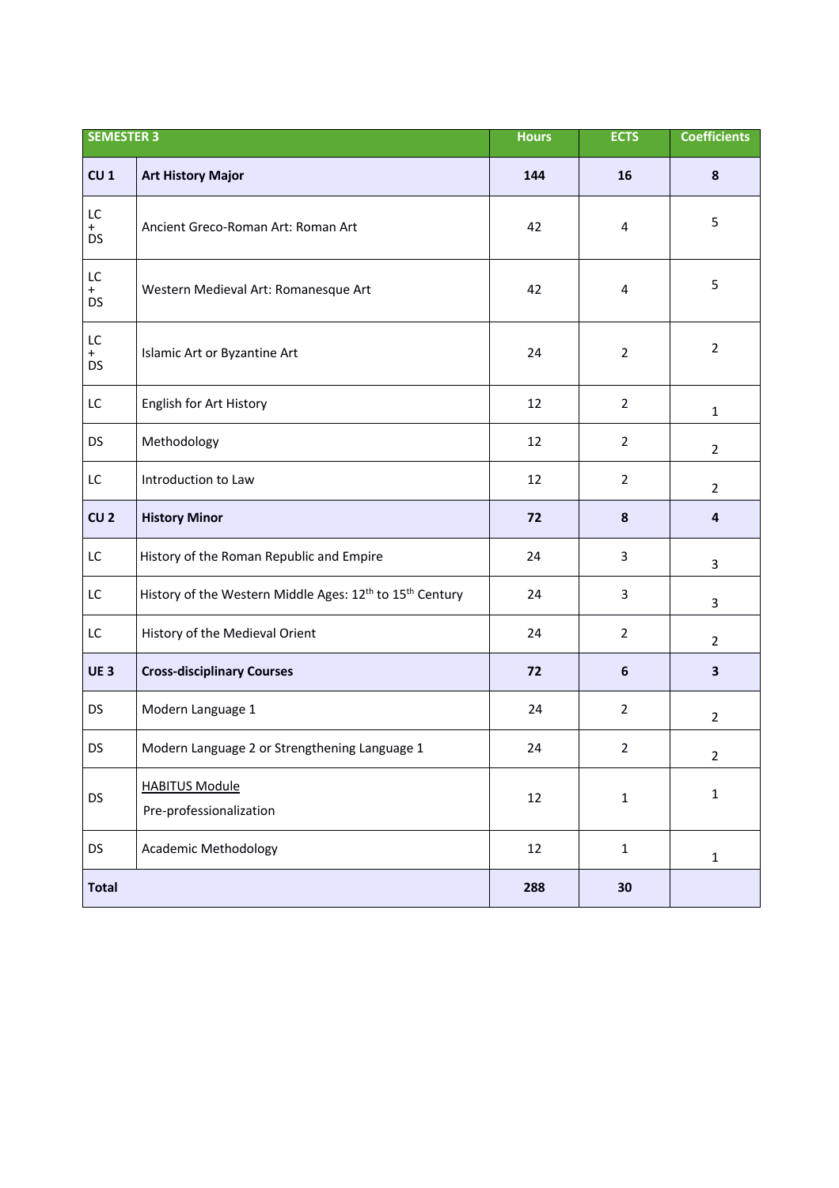| SEMESTER 3 | | Hours | ECTS | Coefficients |
|---|---|---|---|---|
| **CU 1** | **Art History Major** | **144** | **16** | **8** |
| LC + DS | Ancient Greco-Roman Art: Roman Art | 42 | 4 | 5 |
| LC + DS | Western Medieval Art: Romanesque Art | 42 | 4 | 5 |
| LC + DS | Islamic Art or Byzantine Art | 24 | 2 | 2 |
| LC | English for Art History | 12 | 2 | 1 |
| DS | Methodology | 12 | 2 | 2 |
| LC | Introduction to Law | 12 | 2 | 2 |
| **CU 2** | **History Minor** | **72** | **8** | **4** |
| LC | History of the Roman Republic and Empire | 24 | 3 | 3 |
| LC | History of the Western Middle Ages: 12th to 15th Century | 24 | 3 | 3 |
| LC | History of the Medieval Orient | 24 | 2 | 2 |
| **UE 3** | **Cross-disciplinary Courses** | **72** | **6** | **3** |
| DS | Modern Language 1 | 24 | 2 | 2 |
| DS | Modern Language 2 or Strengthening Language 1 | 24 | 2 | 2 |
| DS | HABITUS Module Pre-professionalization | 12 | 1 | 1 |
| DS | Academic Methodology | 12 | 1 | 1 |
| **Total** | | **288** | **30** | |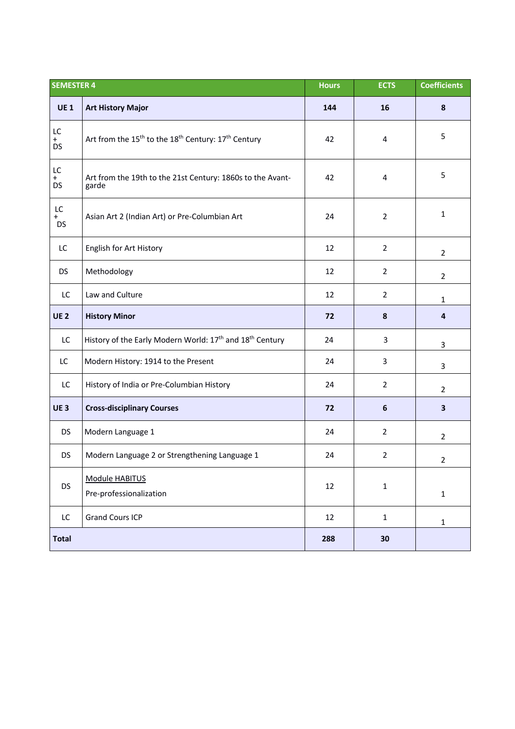| SEMESTER 4 | | Hours | ECTS | Coefficients |
|---|---|---|---|---|
| **UE 1** | **Art History Major** | **144** | **16** | **8** |
| LC + DS | Art from the 15th to the 18th Century: 17th Century | 42 | 4 | 5 |
| LC + DS | Art from the 19th to the 21st Century: 1860s to the Avant-garde | 42 | 4 | 5 |
| LC + DS | Asian Art 2 (Indian Art) or Pre-Columbian Art | 24 | 2 | 1 |
| LC | English for Art History | 12 | 2 | 2 |
| DS | Methodology | 12 | 2 | 2 |
| LC | Law and Culture | 12 | 2 | 1 |
| **UE 2** | **History Minor** | **72** | **8** | **4** |
| LC | History of the Early Modern World: 17th and 18th Century | 24 | 3 | 3 |
| LC | Modern History: 1914 to the Present | 24 | 3 | 3 |
| LC | History of India or Pre-Columbian History | 24 | 2 | 2 |
| **UE 3** | **Cross-disciplinary Courses** | **72** | **6** | **3** |
| DS | Modern Language 1 | 24 | 2 | 2 |
| DS | Modern Language 2 or Strengthening Language 1 | 24 | 2 | 2 |
| DS | Module HABITUS<br>Pre-professionalization | 12 | 1 | 1 |
| LC | Grand Cours ICP | 12 | 1 | 1 |
| **Total** | | **288** | **30** | |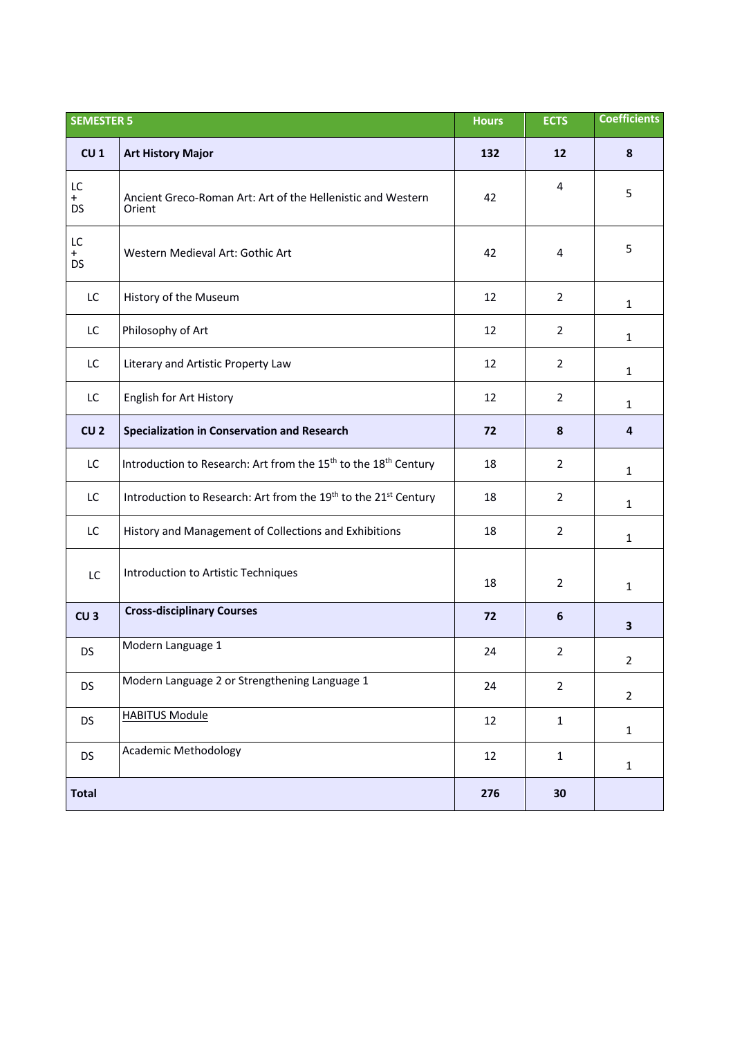| SEMESTER 5 | | Hours | ECTS | Coefficients |
| --- | --- | --- | --- | --- |
| **CU 1** | **Art History Major** | **132** | **12** | **8** |
| LC + DS | Ancient Greco-Roman Art: Art of the Hellenistic and Western Orient | 42 | 4 | 5 |
| LC + DS | Western Medieval Art: Gothic Art | 42 | 4 | 5 |
| LC | History of the Museum | 12 | 2 | 1 |
| LC | Philosophy of Art | 12 | 2 | 1 |
| LC | Literary and Artistic Property Law | 12 | 2 | 1 |
| LC | English for Art History | 12 | 2 | 1 |
| **CU 2** | **Specialization in Conservation and Research** | **72** | **8** | **4** |
| LC | Introduction to Research: Art from the 15th to the 18th Century | 18 | 2 | 1 |
| LC | Introduction to Research: Art from the 19th to the 21st Century | 18 | 2 | 1 |
| LC | History and Management of Collections and Exhibitions | 18 | 2 | 1 |
| LC | Introduction to Artistic Techniques | 18 | 2 | 1 |
| **CU 3** | **Cross-disciplinary Courses** | **72** | **6** | **3** |
| DS | Modern Language 1 | 24 | 2 | 2 |
| DS | Modern Language 2 or Strengthening Language 1 | 24 | 2 | 2 |
| DS | HABITUS Module | 12 | 1 | 1 |
| DS | Academic Methodology | 12 | 1 | 1 |
| **Total** | | **276** | **30** | |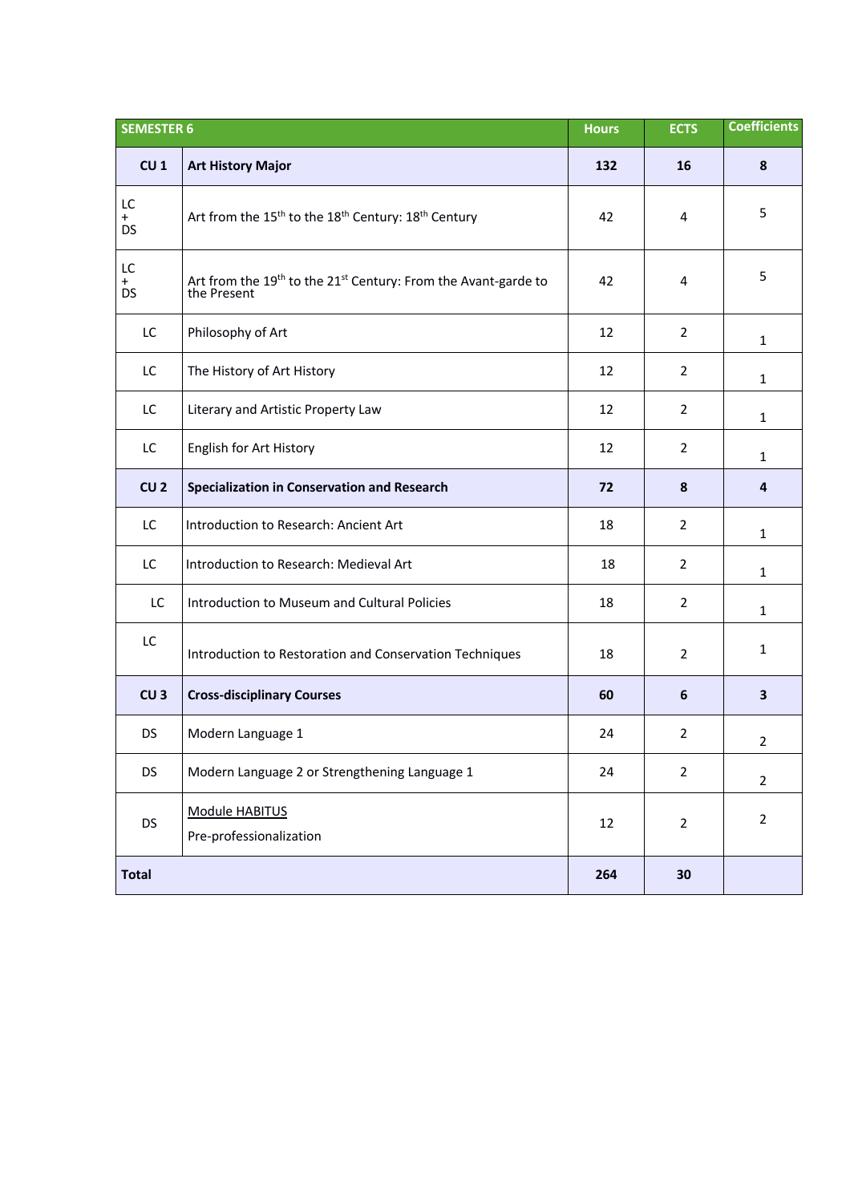| SEMESTER 6 | | Hours | ECTS | Coefficients |
|---|---|---|---|---|
| **CU 1** | **Art History Major** | **132** | **16** | **8** |
| LC + DS | Art from the 15th to the 18th Century: 18th Century | 42 | 4 | 5 |
| LC + DS | Art from the 19th to the 21st Century: From the Avant-garde to the Present | 42 | 4 | 5 |
| LC | Philosophy of Art | 12 | 2 | 1 |
| LC | The History of Art History | 12 | 2 | 1 |
| LC | Literary and Artistic Property Law | 12 | 2 | 1 |
| LC | English for Art History | 12 | 2 | 1 |
| **CU 2** | **Specialization in Conservation and Research** | **72** | **8** | **4** |
| LC | Introduction to Research: Ancient Art | 18 | 2 | 1 |
| LC | Introduction to Research: Medieval Art | 18 | 2 | 1 |
| LC | Introduction to Museum and Cultural Policies | 18 | 2 | 1 |
| LC | Introduction to Restoration and Conservation Techniques | 18 | 2 | 1 |
| **CU 3** | **Cross-disciplinary Courses** | **60** | **6** | **3** |
| DS | Modern Language 1 | 24 | 2 | 2 |
| DS | Modern Language 2 or Strengthening Language 1 | 24 | 2 | 2 |
| DS | Module HABITUS<br>Pre-professionalization | 12 | 2 | 2 |
| **Total** | | **264** | **30** | |